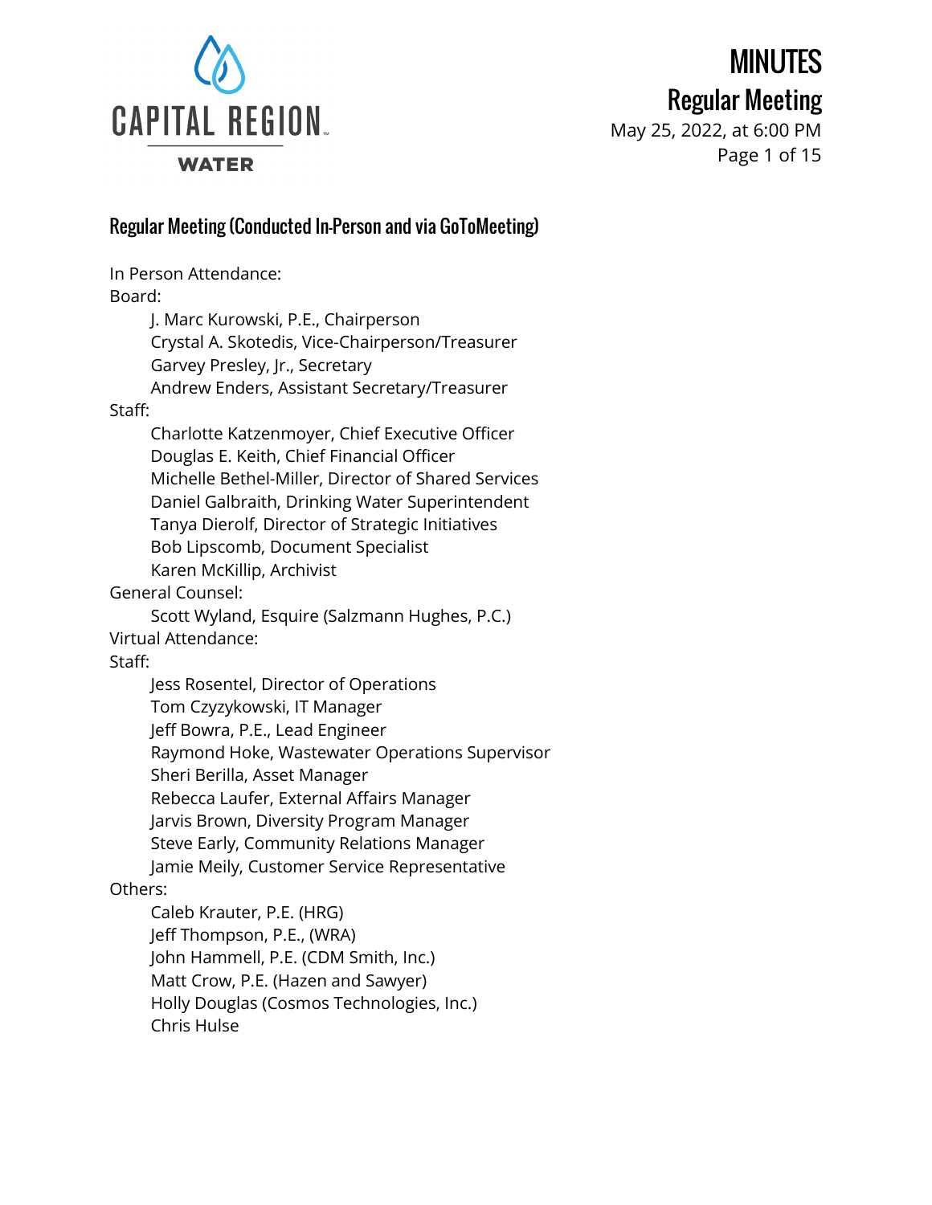# MINUTES

## Regular Meeting

May 25, 2022, at 6:00 PM

## Regular Meeting (Conducted In-Person and via GoToMeeting)

In Person Attendance:

Board:

- J. Marc Kurowski, P.E., Chairperson
- Crystal A. Skotedis, Vice-Chairperson/Treasurer
- Garvey Presley, Jr., Secretary
- Andrew Enders, Assistant Secretary/Treasurer

Staff:

- Charlotte Katzenmoyer, Chief Executive Officer
- Douglas E. Keith, Chief Financial Officer
- Michelle Bethel-Miller, Director of Shared Services
- Daniel Galbraith, Drinking Water Superintendent
- Tanya Dierolf, Director of Strategic Initiatives
- Bob Lipscomb, Document Specialist
- Karen McKillip, Archivist

General Counsel:

- Scott Wyland, Esquire (Salzmann Hughes, P.C.)

Virtual Attendance:

Staff:

- Jess Rosentel, Director of Operations
- Tom Czyzykowski, IT Manager
- Jeff Bowra, P.E., Lead Engineer
- Raymond Hoke, Wastewater Operations Supervisor
- Sheri Berilla, Asset Manager
- Rebecca Laufer, External Affairs Manager
- Jarvis Brown, Diversity Program Manager
- Steve Early, Community Relations Manager
- Jamie Meily, Customer Service Representative

Others:

- Caleb Krauter, P.E. (HRG)
- Jeff Thompson, P.E., (WRA)
- John Hammell, P.E. (CDM Smith, Inc.)
- Matt Crow, P.E. (Hazen and Sawyer)
- Holly Douglas (Cosmos Technologies, Inc.)
- Chris Hulse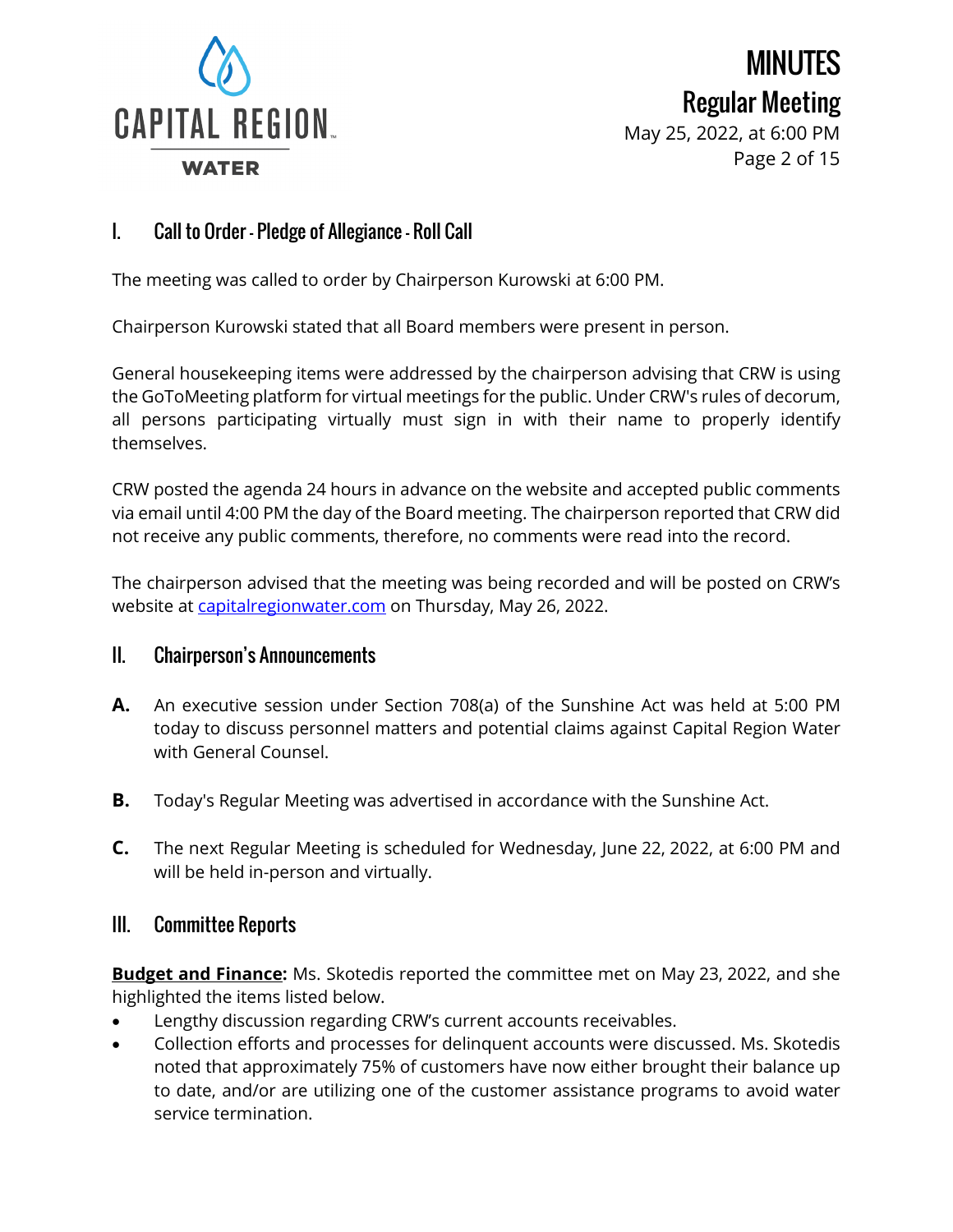## I. Call to Order - Pledge of Allegiance - Roll Call

The meeting was called to order by Chairperson Kurowski at 6:00 PM.

Chairperson Kurowski stated that all Board members were present in person.

General housekeeping items were addressed by the chairperson advising that CRW is using the GoToMeeting platform for virtual meetings for the public. Under CRW's rules of decorum, all persons participating virtually must sign in with their name to properly identify themselves.

CRW posted the agenda 24 hours in advance on the website and accepted public comments via email until 4:00 PM the day of the Board meeting. The chairperson reported that CRW did not receive any public comments, therefore, no comments were read into the record.

The chairperson advised that the meeting was being recorded and will be posted on CRW's website at [capitalregionwater.com](capitalregionwater.com) on Thursday, May 26, 2022.

## II. Chairperson's Announcements

**A.** An executive session under Section 708(a) of the Sunshine Act was held at 5:00 PM today to discuss personnel matters and potential claims against Capital Region Water with General Counsel.

**B.** Today's Regular Meeting was advertised in accordance with the Sunshine Act.

**C.** The next Regular Meeting is scheduled for Wednesday, June 22, 2022, at 6:00 PM and will be held in-person and virtually.

## III. Committee Reports

**Budget and Finance:** Ms. Skotedis reported the committee met on May 23, 2022, and she highlighted the items listed below.

- Lengthy discussion regarding CRW's current accounts receivables.
- Collection efforts and processes for delinquent accounts were discussed. Ms. Skotedis noted that approximately 75% of customers have now either brought their balance up to date, and/or are utilizing one of the customer assistance programs to avoid water service termination.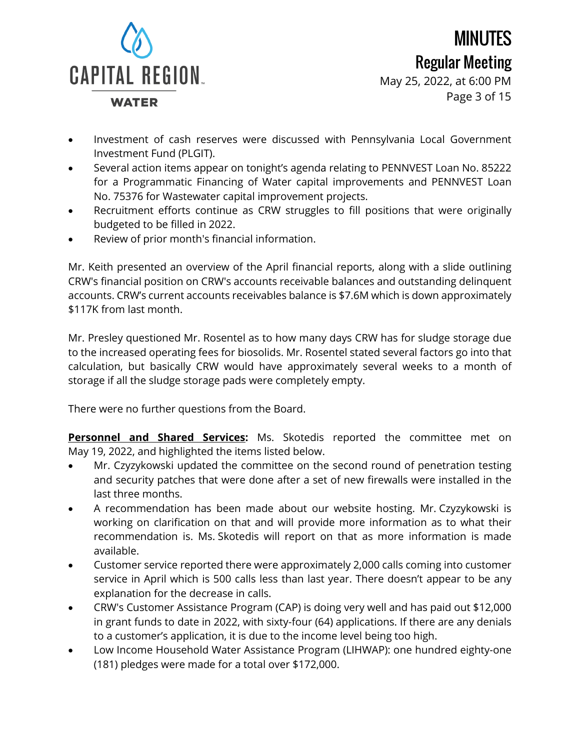- Investment of cash reserves were discussed with Pennsylvania Local Government Investment Fund (PLGIT).
- Several action items appear on tonight's agenda relating to PENNVEST Loan No. 85222 for a Programmatic Financing of Water capital improvements and PENNVEST Loan No. 75376 for Wastewater capital improvement projects.
- Recruitment efforts continue as CRW struggles to fill positions that were originally budgeted to be filled in 2022.
- Review of prior month's financial information.

Mr. Keith presented an overview of the April financial reports, along with a slide outlining CRW's financial position on CRW's accounts receivable balances and outstanding delinquent accounts. CRW's current accounts receivables balance is $7.6M which is down approximately $117K from last month.

Mr. Presley questioned Mr. Rosentel as to how many days CRW has for sludge storage due to the increased operating fees for biosolids. Mr. Rosentel stated several factors go into that calculation, but basically CRW would have approximately several weeks to a month of storage if all the sludge storage pads were completely empty.

There were no further questions from the Board.

**Personnel and Shared Services:** Ms. Skotedis reported the committee met on May 19, 2022, and highlighted the items listed below.

- Mr. Czyzykowski updated the committee on the second round of penetration testing and security patches that were done after a set of new firewalls were installed in the last three months.
- A recommendation has been made about our website hosting. Mr. Czyzykowski is working on clarification on that and will provide more information as to what their recommendation is. Ms. Skotedis will report on that as more information is made available.
- Customer service reported there were approximately 2,000 calls coming into customer service in April which is 500 calls less than last year. There doesn't appear to be any explanation for the decrease in calls.
- CRW's Customer Assistance Program (CAP) is doing very well and has paid out $12,000 in grant funds to date in 2022, with sixty-four (64) applications. If there are any denials to a customer's application, it is due to the income level being too high.
- Low Income Household Water Assistance Program (LIHWAP): one hundred eighty-one (181) pledges were made for a total over $172,000.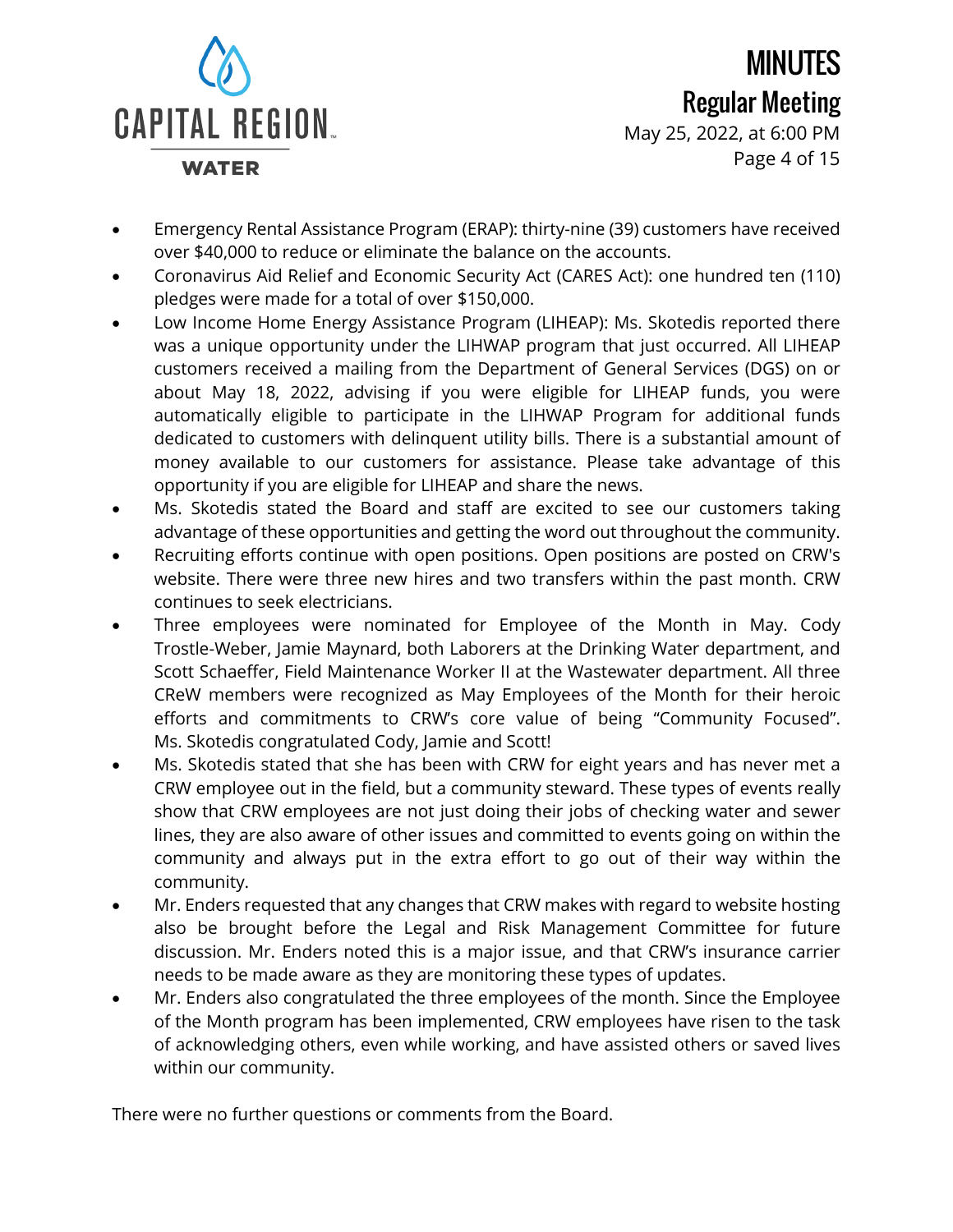- Emergency Rental Assistance Program (ERAP): thirty-nine (39) customers have received over $40,000 to reduce or eliminate the balance on the accounts.
- Coronavirus Aid Relief and Economic Security Act (CARES Act): one hundred ten (110) pledges were made for a total of over $150,000.
- Low Income Home Energy Assistance Program (LIHEAP): Ms. Skotedis reported there was a unique opportunity under the LIHWAP program that just occurred. All LIHEAP customers received a mailing from the Department of General Services (DGS) on or about May 18, 2022, advising if you were eligible for LIHEAP funds, you were automatically eligible to participate in the LIHWAP Program for additional funds dedicated to customers with delinquent utility bills. There is a substantial amount of money available to our customers for assistance. Please take advantage of this opportunity if you are eligible for LIHEAP and share the news.
- Ms. Skotedis stated the Board and staff are excited to see our customers taking advantage of these opportunities and getting the word out throughout the community.
- Recruiting efforts continue with open positions. Open positions are posted on CRW's website. There were three new hires and two transfers within the past month. CRW continues to seek electricians.
- Three employees were nominated for Employee of the Month in May. Cody Trostle-Weber, Jamie Maynard, both Laborers at the Drinking Water department, and Scott Schaeffer, Field Maintenance Worker II at the Wastewater department. All three CReW members were recognized as May Employees of the Month for their heroic efforts and commitments to CRW's core value of being "Community Focused". Ms. Skotedis congratulated Cody, Jamie and Scott!
- Ms. Skotedis stated that she has been with CRW for eight years and has never met a CRW employee out in the field, but a community steward. These types of events really show that CRW employees are not just doing their jobs of checking water and sewer lines, they are also aware of other issues and committed to events going on within the community and always put in the extra effort to go out of their way within the community.
- Mr. Enders requested that any changes that CRW makes with regard to website hosting also be brought before the Legal and Risk Management Committee for future discussion. Mr. Enders noted this is a major issue, and that CRW's insurance carrier needs to be made aware as they are monitoring these types of updates.
- Mr. Enders also congratulated the three employees of the month. Since the Employee of the Month program has been implemented, CRW employees have risen to the task of acknowledging others, even while working, and have assisted others or saved lives within our community.

There were no further questions or comments from the Board.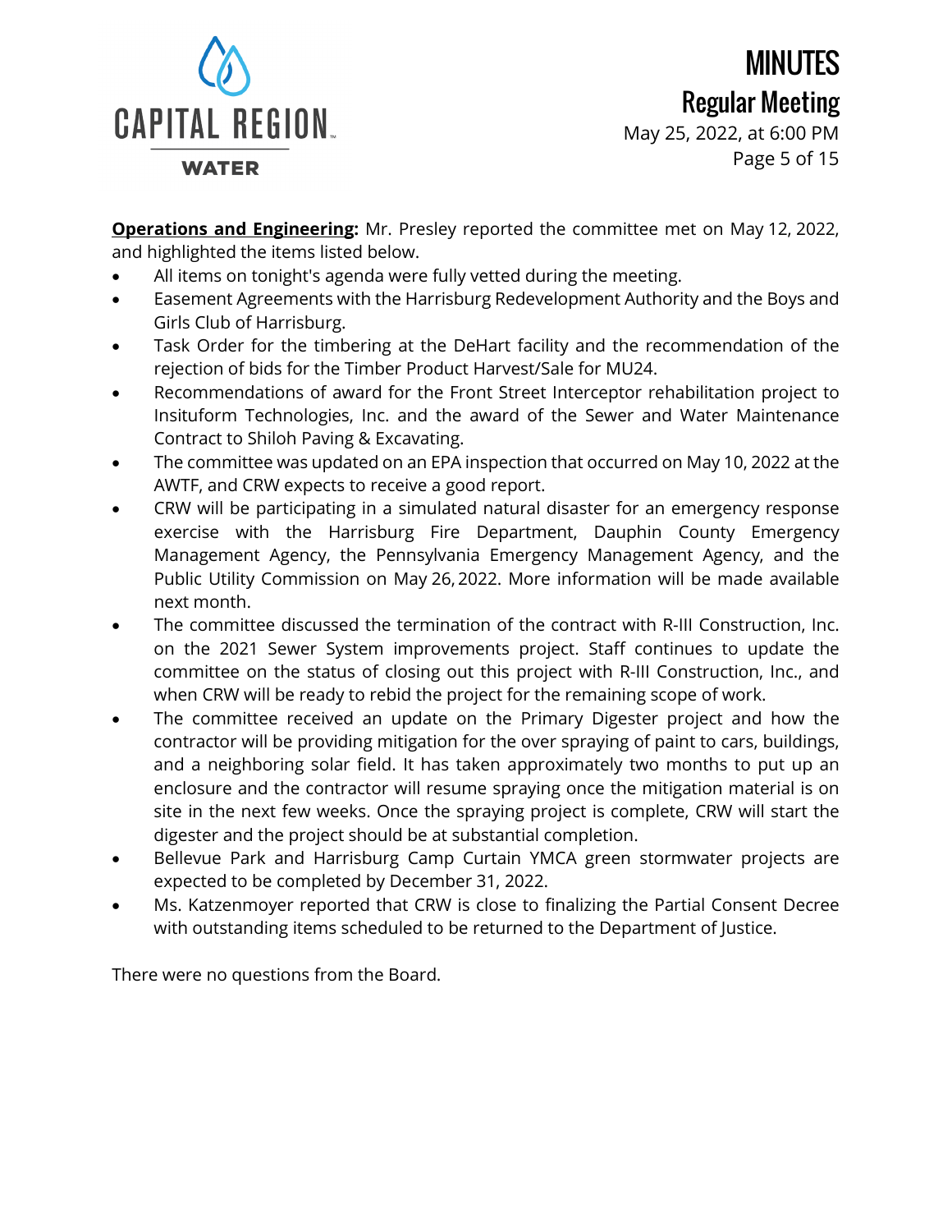**Operations and Engineering:** Mr. Presley reported the committee met on May 12, 2022, and highlighted the items listed below.

- All items on tonight's agenda were fully vetted during the meeting.
- Easement Agreements with the Harrisburg Redevelopment Authority and the Boys and Girls Club of Harrisburg.
- Task Order for the timbering at the DeHart facility and the recommendation of the rejection of bids for the Timber Product Harvest/Sale for MU24.
- Recommendations of award for the Front Street Interceptor rehabilitation project to Insituform Technologies, Inc. and the award of the Sewer and Water Maintenance Contract to Shiloh Paving & Excavating.
- The committee was updated on an EPA inspection that occurred on May 10, 2022 at the AWTF, and CRW expects to receive a good report.
- CRW will be participating in a simulated natural disaster for an emergency response exercise with the Harrisburg Fire Department, Dauphin County Emergency Management Agency, the Pennsylvania Emergency Management Agency, and the Public Utility Commission on May 26, 2022. More information will be made available next month.
- The committee discussed the termination of the contract with R-III Construction, Inc. on the 2021 Sewer System improvements project. Staff continues to update the committee on the status of closing out this project with R-III Construction, Inc., and when CRW will be ready to rebid the project for the remaining scope of work.
- The committee received an update on the Primary Digester project and how the contractor will be providing mitigation for the over spraying of paint to cars, buildings, and a neighboring solar field. It has taken approximately two months to put up an enclosure and the contractor will resume spraying once the mitigation material is on site in the next few weeks. Once the spraying project is complete, CRW will start the digester and the project should be at substantial completion.
- Bellevue Park and Harrisburg Camp Curtain YMCA green stormwater projects are expected to be completed by December 31, 2022.
- Ms. Katzenmoyer reported that CRW is close to finalizing the Partial Consent Decree with outstanding items scheduled to be returned to the Department of Justice.

There were no questions from the Board.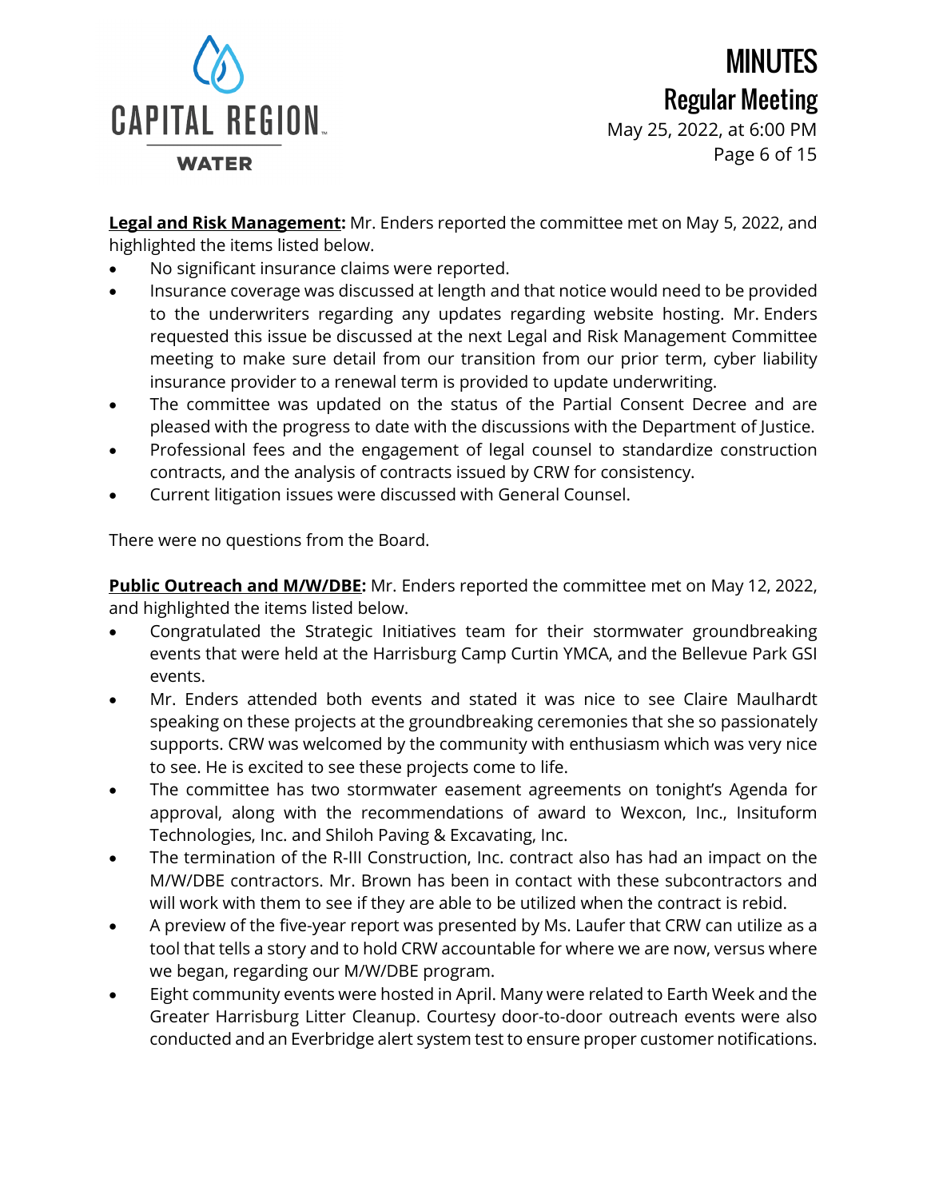**Legal and Risk Management:** Mr. Enders reported the committee met on May 5, 2022, and highlighted the items listed below.

- No significant insurance claims were reported.
- Insurance coverage was discussed at length and that notice would need to be provided to the underwriters regarding any updates regarding website hosting. Mr. Enders requested this issue be discussed at the next Legal and Risk Management Committee meeting to make sure detail from our transition from our prior term, cyber liability insurance provider to a renewal term is provided to update underwriting.
- The committee was updated on the status of the Partial Consent Decree and are pleased with the progress to date with the discussions with the Department of Justice.
- Professional fees and the engagement of legal counsel to standardize construction contracts, and the analysis of contracts issued by CRW for consistency.
- Current litigation issues were discussed with General Counsel.

There were no questions from the Board.

**Public Outreach and M/W/DBE:** Mr. Enders reported the committee met on May 12, 2022, and highlighted the items listed below.

- Congratulated the Strategic Initiatives team for their stormwater groundbreaking events that were held at the Harrisburg Camp Curtin YMCA, and the Bellevue Park GSI events.
- Mr. Enders attended both events and stated it was nice to see Claire Maulhardt speaking on these projects at the groundbreaking ceremonies that she so passionately supports. CRW was welcomed by the community with enthusiasm which was very nice to see. He is excited to see these projects come to life.
- The committee has two stormwater easement agreements on tonight's Agenda for approval, along with the recommendations of award to Wexcon, Inc., Insituform Technologies, Inc. and Shiloh Paving & Excavating, Inc.
- The termination of the R-III Construction, Inc. contract also has had an impact on the M/W/DBE contractors. Mr. Brown has been in contact with these subcontractors and will work with them to see if they are able to be utilized when the contract is rebid.
- A preview of the five-year report was presented by Ms. Laufer that CRW can utilize as a tool that tells a story and to hold CRW accountable for where we are now, versus where we began, regarding our M/W/DBE program.
- Eight community events were hosted in April. Many were related to Earth Week and the Greater Harrisburg Litter Cleanup. Courtesy door-to-door outreach events were also conducted and an Everbridge alert system test to ensure proper customer notifications.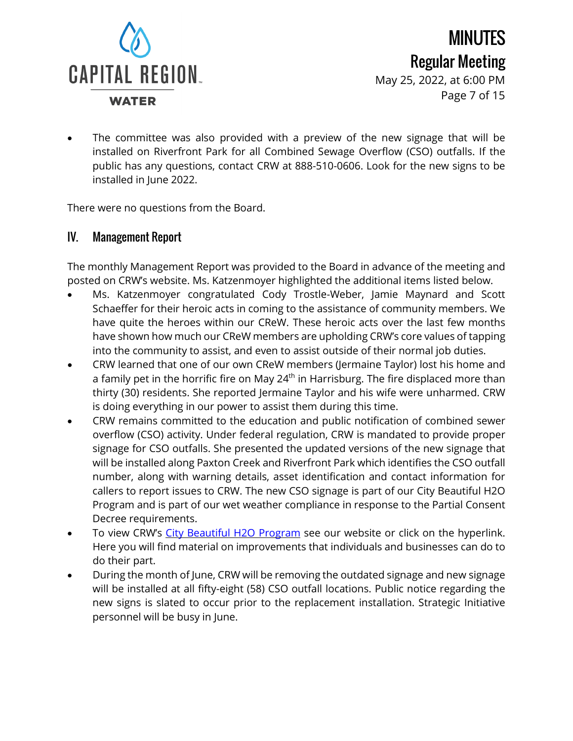- The committee was also provided with a preview of the new signage that will be installed on Riverfront Park for all Combined Sewage Overflow (CSO) outfalls. If the public has any questions, contact CRW at 888-510-0606. Look for the new signs to be installed in June 2022.

There were no questions from the Board.

## IV. Management Report

The monthly Management Report was provided to the Board in advance of the meeting and posted on CRW's website. Ms. Katzenmoyer highlighted the additional items listed below.

- Ms. Katzenmoyer congratulated Cody Trostle-Weber, Jamie Maynard and Scott Schaeffer for their heroic acts in coming to the assistance of community members. We have quite the heroes within our CReW. These heroic acts over the last few months have shown how much our CReW members are upholding CRW's core values of tapping into the community to assist, and even to assist outside of their normal job duties.
- CRW learned that one of our own CReW members (Jermaine Taylor) lost his home and a family pet in the horrific fire on May 24th in Harrisburg. The fire displaced more than thirty (30) residents. She reported Jermaine Taylor and his wife were unharmed. CRW is doing everything in our power to assist them during this time.
- CRW remains committed to the education and public notification of combined sewer overflow (CSO) activity. Under federal regulation, CRW is mandated to provide proper signage for CSO outfalls. She presented the updated versions of the new signage that will be installed along Paxton Creek and Riverfront Park which identifies the CSO outfall number, along with warning details, asset identification and contact information for callers to report issues to CRW. The new CSO signage is part of our City Beautiful H2O Program and is part of our wet weather compliance in response to the Partial Consent Decree requirements.
- To view CRW's City Beautiful H2O Program see our website or click on the hyperlink. Here you will find material on improvements that individuals and businesses can do to do their part.
- During the month of June, CRW will be removing the outdated signage and new signage will be installed at all fifty-eight (58) CSO outfall locations. Public notice regarding the new signs is slated to occur prior to the replacement installation. Strategic Initiative personnel will be busy in June.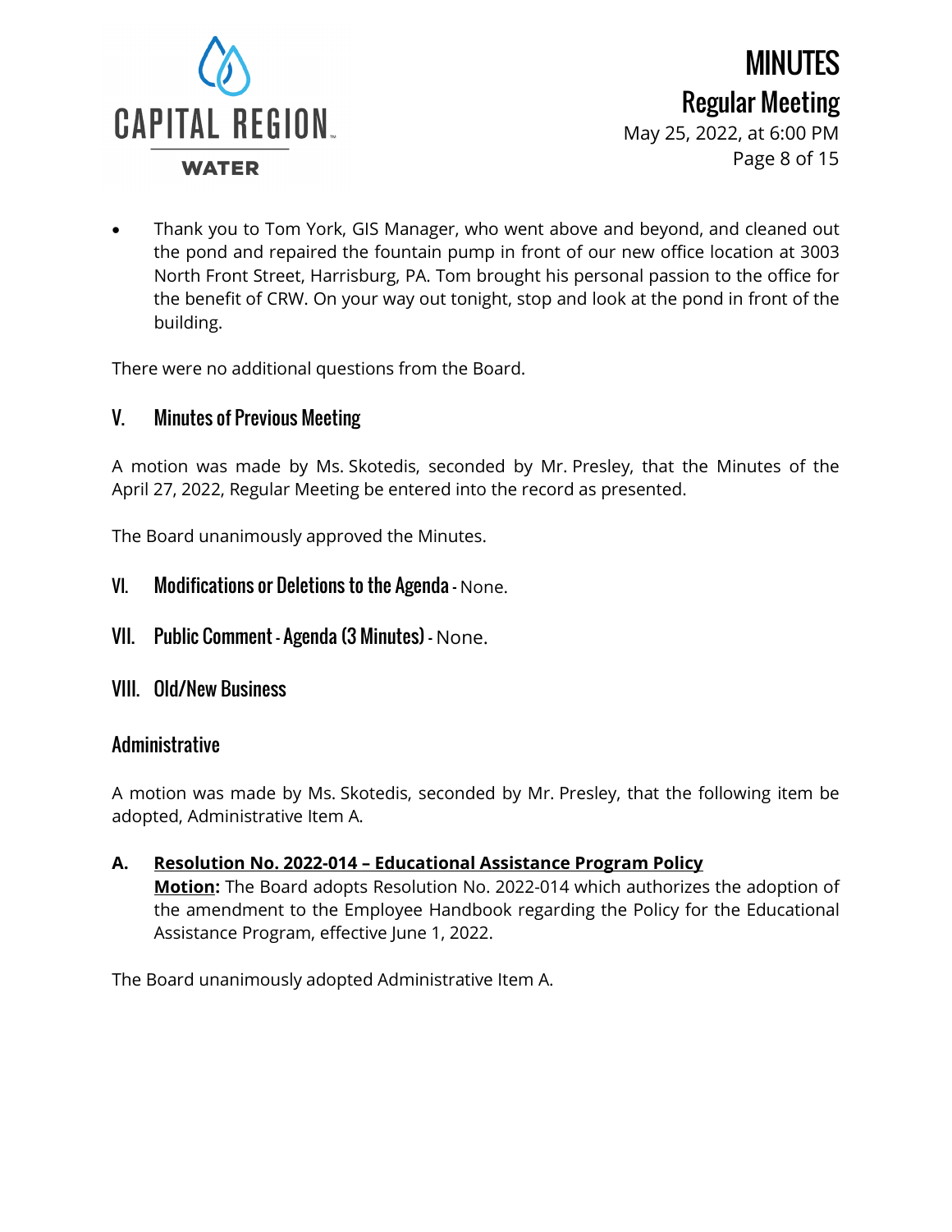- Thank you to Tom York, GIS Manager, who went above and beyond, and cleaned out the pond and repaired the fountain pump in front of our new office location at 3003 North Front Street, Harrisburg, PA. Tom brought his personal passion to the office for the benefit of CRW. On your way out tonight, stop and look at the pond in front of the building.

There were no additional questions from the Board.

## V. Minutes of Previous Meeting

A motion was made by Ms. Skotedis, seconded by Mr. Presley, that the Minutes of the April 27, 2022, Regular Meeting be entered into the record as presented.

The Board unanimously approved the Minutes.

## VI. Modifications or Deletions to the Agenda - None.

## VII. Public Comment - Agenda (3 Minutes) - None.

## VIII. Old/New Business

### Administrative

A motion was made by Ms. Skotedis, seconded by Mr. Presley, that the following item be adopted, Administrative Item A.

**A. <u>Resolution No. 2022-014 – Educational Assistance Program Policy</u>**
**<u>Motion</u>:** The Board adopts Resolution No. 2022-014 which authorizes the adoption of the amendment to the Employee Handbook regarding the Policy for the Educational Assistance Program, effective June 1, 2022.

The Board unanimously adopted Administrative Item A.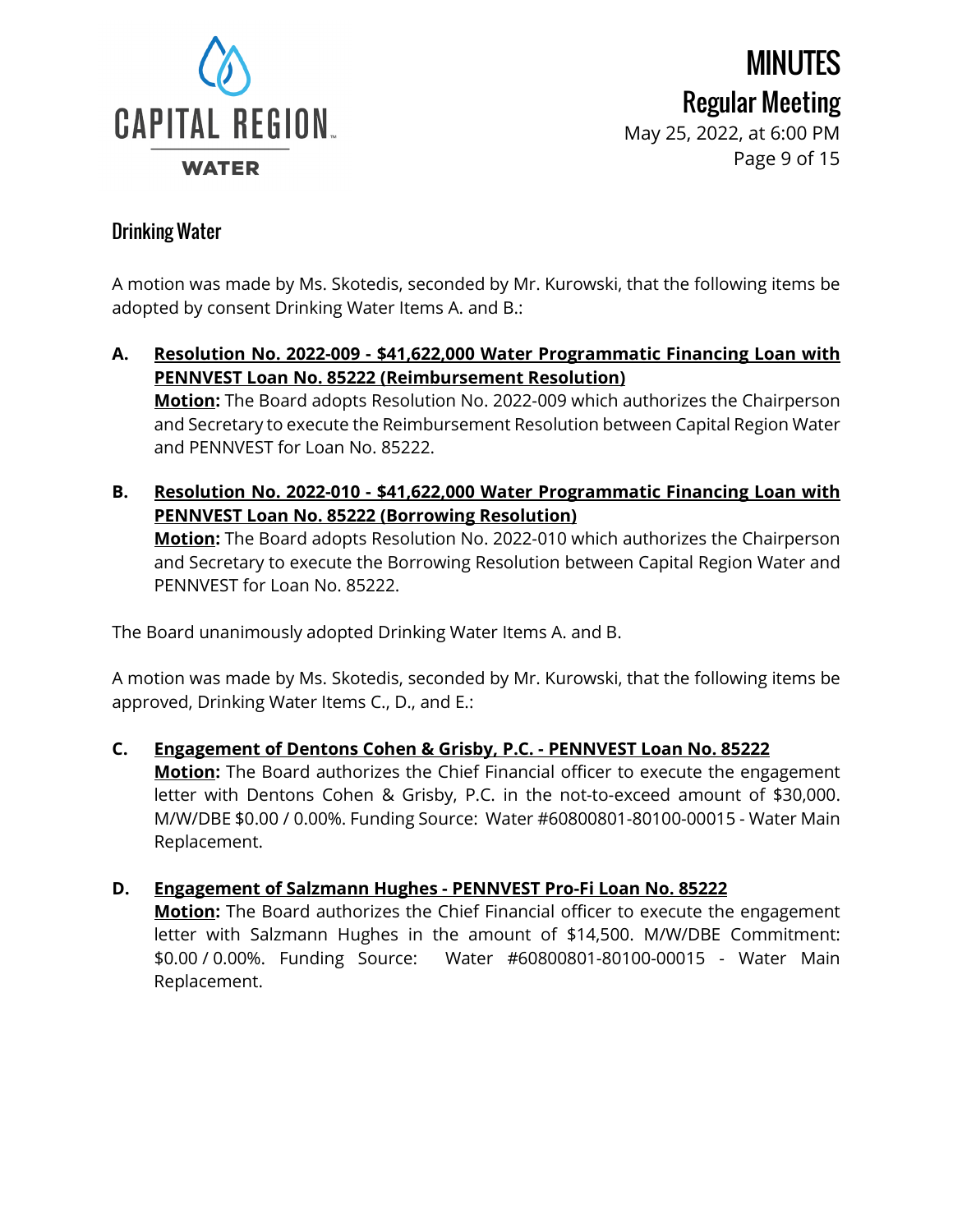## Drinking Water

A motion was made by Ms. Skotedis, seconded by Mr. Kurowski, that the following items be adopted by consent Drinking Water Items A. and B.:

**A. <u>Resolution No. 2022-009 - $41,622,000 Water Programmatic Financing Loan with PENNVEST Loan No. 85222 (Reimbursement Resolution)</u>**
**<u>Motion</u>:** The Board adopts Resolution No. 2022-009 which authorizes the Chairperson and Secretary to execute the Reimbursement Resolution between Capital Region Water and PENNVEST for Loan No. 85222.

**B. <u>Resolution No. 2022-010 - $41,622,000 Water Programmatic Financing Loan with PENNVEST Loan No. 85222 (Borrowing Resolution)</u>**
**<u>Motion</u>:** The Board adopts Resolution No. 2022-010 which authorizes the Chairperson and Secretary to execute the Borrowing Resolution between Capital Region Water and PENNVEST for Loan No. 85222.

The Board unanimously adopted Drinking Water Items A. and B.

A motion was made by Ms. Skotedis, seconded by Mr. Kurowski, that the following items be approved, Drinking Water Items C., D., and E.:

**C. <u>Engagement of Dentons Cohen & Grisby, P.C. - PENNVEST Loan No. 85222</u>**
**<u>Motion</u>:** The Board authorizes the Chief Financial officer to execute the engagement letter with Dentons Cohen & Grisby, P.C. in the not-to-exceed amount of $30,000. M/W/DBE $0.00 / 0.00%. Funding Source: Water #60800801-80100-00015 - Water Main Replacement.

**D. <u>Engagement of Salzmann Hughes - PENNVEST Pro-Fi Loan No. 85222</u>**
**<u>Motion</u>:** The Board authorizes the Chief Financial officer to execute the engagement letter with Salzmann Hughes in the amount of $14,500. M/W/DBE Commitment: $0.00 / 0.00%. Funding Source: Water #60800801-80100-00015 - Water Main Replacement.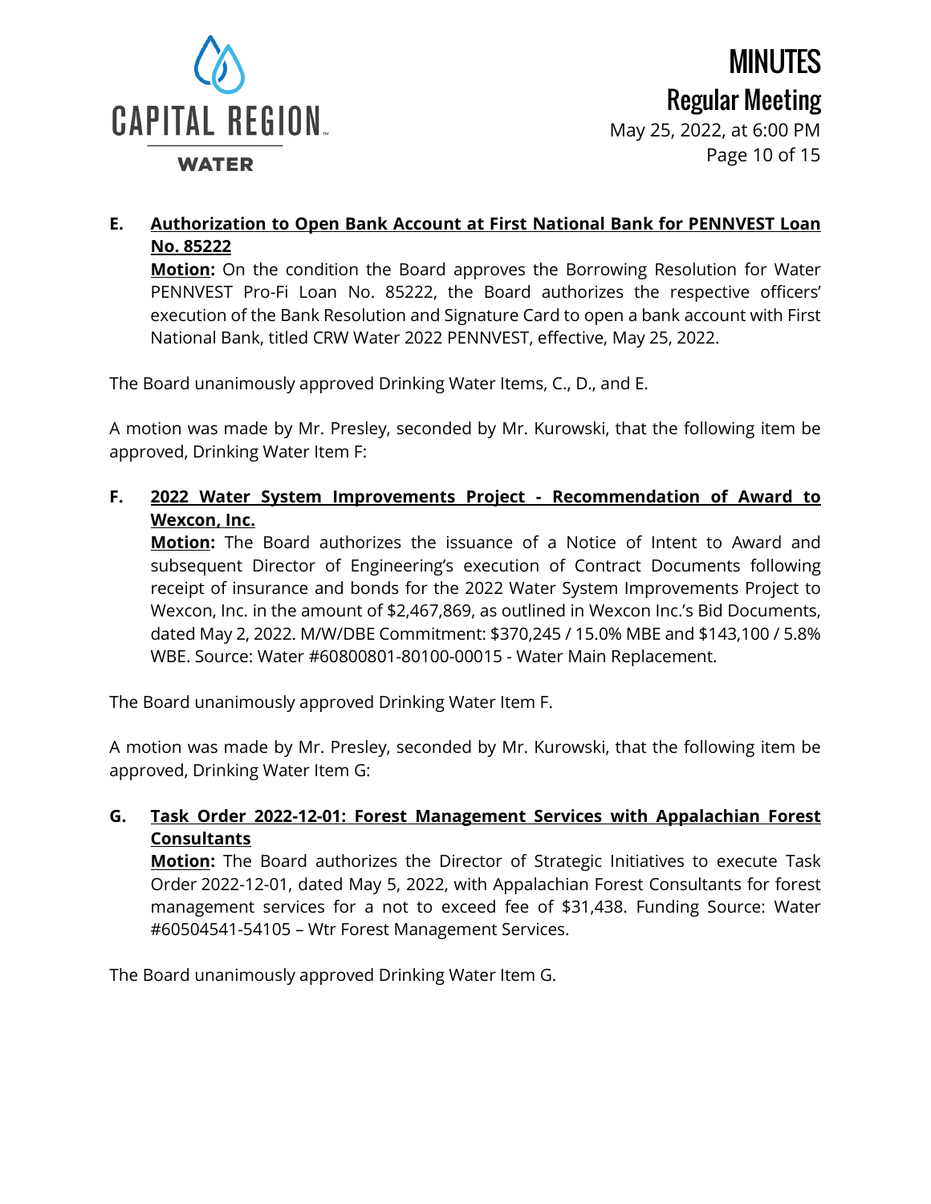**E. Authorization to Open Bank Account at First National Bank for PENNVEST Loan No. 85222**

**Motion:** On the condition the Board approves the Borrowing Resolution for Water PENNVEST Pro-Fi Loan No. 85222, the Board authorizes the respective officers' execution of the Bank Resolution and Signature Card to open a bank account with First National Bank, titled CRW Water 2022 PENNVEST, effective, May 25, 2022.

The Board unanimously approved Drinking Water Items, C., D., and E.

A motion was made by Mr. Presley, seconded by Mr. Kurowski, that the following item be approved, Drinking Water Item F:

**F. 2022 Water System Improvements Project - Recommendation of Award to Wexcon, Inc.**

**Motion:** The Board authorizes the issuance of a Notice of Intent to Award and subsequent Director of Engineering's execution of Contract Documents following receipt of insurance and bonds for the 2022 Water System Improvements Project to Wexcon, Inc. in the amount of $2,467,869, as outlined in Wexcon Inc.'s Bid Documents, dated May 2, 2022. M/W/DBE Commitment: $370,245 / 15.0% MBE and $143,100 / 5.8% WBE. Source: Water #60800801-80100-00015 - Water Main Replacement.

The Board unanimously approved Drinking Water Item F.

A motion was made by Mr. Presley, seconded by Mr. Kurowski, that the following item be approved, Drinking Water Item G:

**G. Task Order 2022-12-01: Forest Management Services with Appalachian Forest Consultants**

**Motion:** The Board authorizes the Director of Strategic Initiatives to execute Task Order 2022-12-01, dated May 5, 2022, with Appalachian Forest Consultants for forest management services for a not to exceed fee of $31,438. Funding Source: Water #60504541-54105 – Wtr Forest Management Services.

The Board unanimously approved Drinking Water Item G.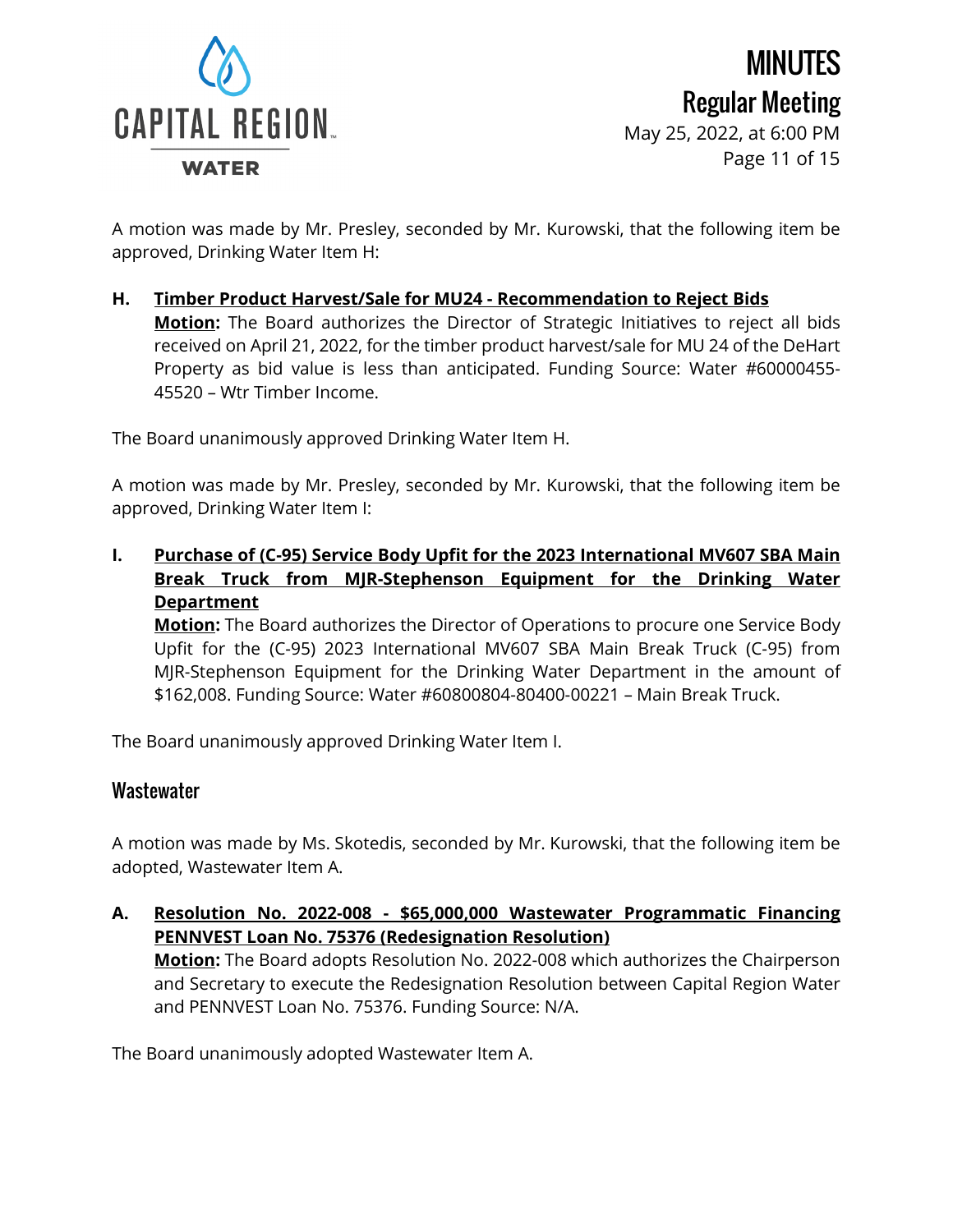A motion was made by Mr. Presley, seconded by Mr. Kurowski, that the following item be approved, Drinking Water Item H:

**H. Timber Product Harvest/Sale for MU24 - Recommendation to Reject Bids**
**Motion:** The Board authorizes the Director of Strategic Initiatives to reject all bids received on April 21, 2022, for the timber product harvest/sale for MU 24 of the DeHart Property as bid value is less than anticipated. Funding Source: Water #60000455-45520 – Wtr Timber Income.

The Board unanimously approved Drinking Water Item H.

A motion was made by Mr. Presley, seconded by Mr. Kurowski, that the following item be approved, Drinking Water Item I:

**I. Purchase of (C-95) Service Body Upfit for the 2023 International MV607 SBA Main Break Truck from MJR-Stephenson Equipment for the Drinking Water Department**
**Motion:** The Board authorizes the Director of Operations to procure one Service Body Upfit for the (C-95) 2023 International MV607 SBA Main Break Truck (C-95) from MJR-Stephenson Equipment for the Drinking Water Department in the amount of $162,008. Funding Source: Water #60800804-80400-00221 – Main Break Truck.

The Board unanimously approved Drinking Water Item I.

## Wastewater

A motion was made by Ms. Skotedis, seconded by Mr. Kurowski, that the following item be adopted, Wastewater Item A.

**A. Resolution No. 2022-008 - $65,000,000 Wastewater Programmatic Financing PENNVEST Loan No. 75376 (Redesignation Resolution)**
**Motion:** The Board adopts Resolution No. 2022-008 which authorizes the Chairperson and Secretary to execute the Redesignation Resolution between Capital Region Water and PENNVEST Loan No. 75376. Funding Source: N/A.

The Board unanimously adopted Wastewater Item A.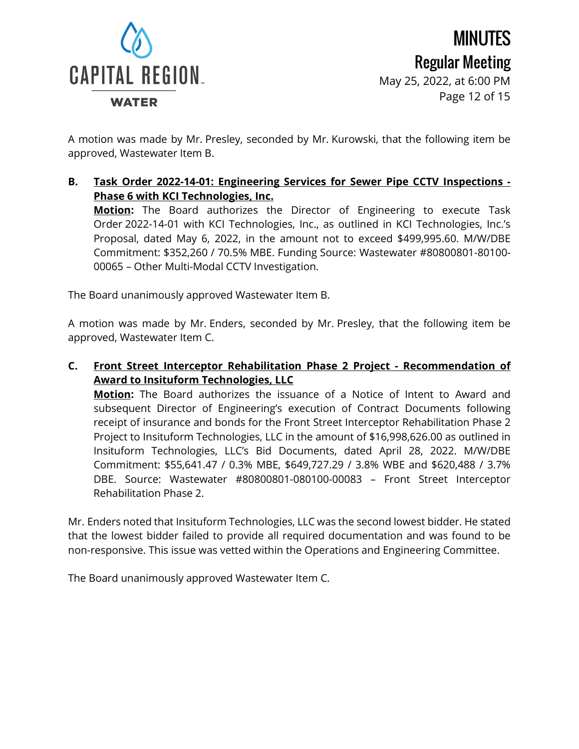A motion was made by Mr. Presley, seconded by Mr. Kurowski, that the following item be approved, Wastewater Item B.

**B. <u>Task Order 2022-14-01: Engineering Services for Sewer Pipe CCTV Inspections - Phase 6 with KCI Technologies, Inc.</u>**
**<u>Motion</u>:** The Board authorizes the Director of Engineering to execute Task Order 2022-14-01 with KCI Technologies, Inc., as outlined in KCI Technologies, Inc.'s Proposal, dated May 6, 2022, in the amount not to exceed $499,995.60. M/W/DBE Commitment: $352,260 / 70.5% MBE. Funding Source: Wastewater #80800801-80100-00065 – Other Multi-Modal CCTV Investigation.

The Board unanimously approved Wastewater Item B.

A motion was made by Mr. Enders, seconded by Mr. Presley, that the following item be approved, Wastewater Item C.

**C. <u>Front Street Interceptor Rehabilitation Phase 2 Project - Recommendation of Award to Insituform Technologies, LLC</u>**
**<u>Motion</u>:** The Board authorizes the issuance of a Notice of Intent to Award and subsequent Director of Engineering's execution of Contract Documents following receipt of insurance and bonds for the Front Street Interceptor Rehabilitation Phase 2 Project to Insituform Technologies, LLC in the amount of $16,998,626.00 as outlined in Insituform Technologies, LLC's Bid Documents, dated April 28, 2022. M/W/DBE Commitment: $55,641.47 / 0.3% MBE, $649,727.29 / 3.8% WBE and $620,488 / 3.7% DBE. Source: Wastewater #80800801-080100-00083 – Front Street Interceptor Rehabilitation Phase 2.

Mr. Enders noted that Insituform Technologies, LLC was the second lowest bidder. He stated that the lowest bidder failed to provide all required documentation and was found to be non-responsive. This issue was vetted within the Operations and Engineering Committee.

The Board unanimously approved Wastewater Item C.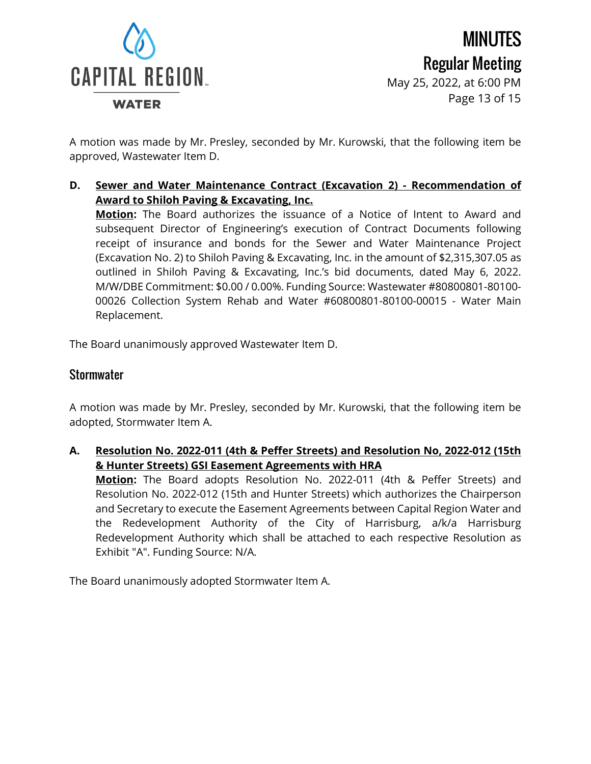A motion was made by Mr. Presley, seconded by Mr. Kurowski, that the following item be approved, Wastewater Item D.

**D. Sewer and Water Maintenance Contract (Excavation 2) - Recommendation of Award to Shiloh Paving & Excavating, Inc.**

**Motion:** The Board authorizes the issuance of a Notice of Intent to Award and subsequent Director of Engineering's execution of Contract Documents following receipt of insurance and bonds for the Sewer and Water Maintenance Project (Excavation No. 2) to Shiloh Paving & Excavating, Inc. in the amount of $2,315,307.05 as outlined in Shiloh Paving & Excavating, Inc.'s bid documents, dated May 6, 2022. M/W/DBE Commitment: $0.00 / 0.00%. Funding Source: Wastewater #80800801-80100-00026 Collection System Rehab and Water #60800801-80100-00015 - Water Main Replacement.

The Board unanimously approved Wastewater Item D.

## Stormwater

A motion was made by Mr. Presley, seconded by Mr. Kurowski, that the following item be adopted, Stormwater Item A.

**A. Resolution No. 2022-011 (4th & Peffer Streets) and Resolution No, 2022-012 (15th & Hunter Streets) GSI Easement Agreements with HRA**

**Motion:** The Board adopts Resolution No. 2022-011 (4th & Peffer Streets) and Resolution No. 2022-012 (15th and Hunter Streets) which authorizes the Chairperson and Secretary to execute the Easement Agreements between Capital Region Water and the Redevelopment Authority of the City of Harrisburg, a/k/a Harrisburg Redevelopment Authority which shall be attached to each respective Resolution as Exhibit "A". Funding Source: N/A.

The Board unanimously adopted Stormwater Item A.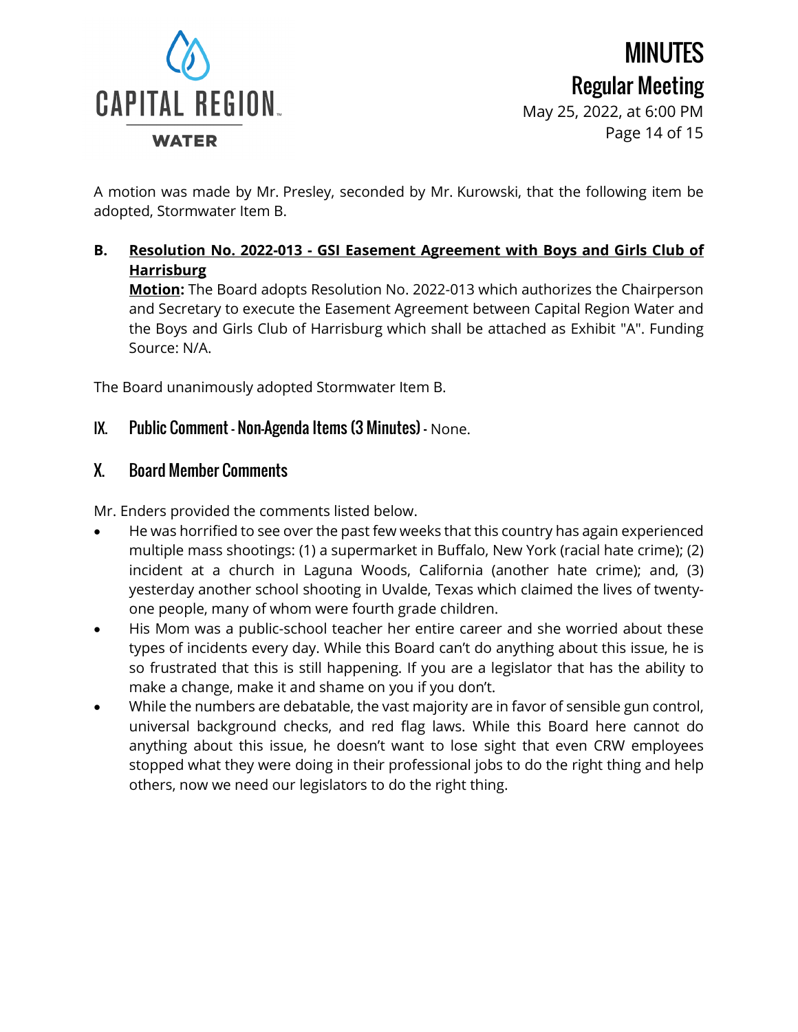A motion was made by Mr. Presley, seconded by Mr. Kurowski, that the following item be adopted, Stormwater Item B.

**B. <u>Resolution No. 2022-013 - GSI Easement Agreement with Boys and Girls Club of Harrisburg</u>**

**<u>Motion</u>:** The Board adopts Resolution No. 2022-013 which authorizes the Chairperson and Secretary to execute the Easement Agreement between Capital Region Water and the Boys and Girls Club of Harrisburg which shall be attached as Exhibit "A". Funding Source: N/A.

The Board unanimously adopted Stormwater Item B.

## IX. Public Comment - Non-Agenda Items (3 Minutes) - None.

## X. Board Member Comments

Mr. Enders provided the comments listed below.

- He was horrified to see over the past few weeks that this country has again experienced multiple mass shootings: (1) a supermarket in Buffalo, New York (racial hate crime); (2) incident at a church in Laguna Woods, California (another hate crime); and, (3) yesterday another school shooting in Uvalde, Texas which claimed the lives of twenty-one people, many of whom were fourth grade children.
- His Mom was a public-school teacher her entire career and she worried about these types of incidents every day. While this Board can't do anything about this issue, he is so frustrated that this is still happening. If you are a legislator that has the ability to make a change, make it and shame on you if you don't.
- While the numbers are debatable, the vast majority are in favor of sensible gun control, universal background checks, and red flag laws. While this Board here cannot do anything about this issue, he doesn't want to lose sight that even CRW employees stopped what they were doing in their professional jobs to do the right thing and help others, now we need our legislators to do the right thing.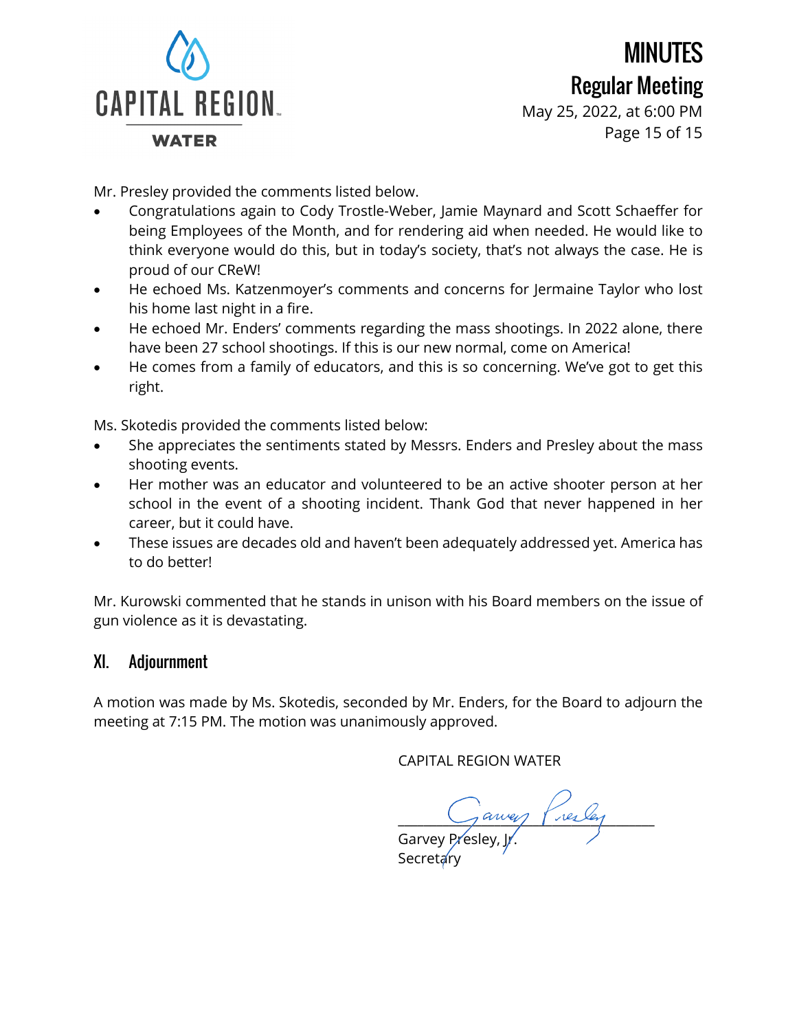Mr. Presley provided the comments listed below.

- Congratulations again to Cody Trostle-Weber, Jamie Maynard and Scott Schaeffer for being Employees of the Month, and for rendering aid when needed. He would like to think everyone would do this, but in today's society, that's not always the case. He is proud of our CReW!
- He echoed Ms. Katzenmoyer's comments and concerns for Jermaine Taylor who lost his home last night in a fire.
- He echoed Mr. Enders' comments regarding the mass shootings. In 2022 alone, there have been 27 school shootings. If this is our new normal, come on America!
- He comes from a family of educators, and this is so concerning. We've got to get this right.

Ms. Skotedis provided the comments listed below:

- She appreciates the sentiments stated by Messrs. Enders and Presley about the mass shooting events.
- Her mother was an educator and volunteered to be an active shooter person at her school in the event of a shooting incident. Thank God that never happened in her career, but it could have.
- These issues are decades old and haven't been adequately addressed yet. America has to do better!

Mr. Kurowski commented that he stands in unison with his Board members on the issue of gun violence as it is devastating.

## XI. Adjournment

A motion was made by Ms. Skotedis, seconded by Mr. Enders, for the Board to adjourn the meeting at 7:15 PM. The motion was unanimously approved.

CAPITAL REGION WATER

Garvey Presley, Jr.
Secretary